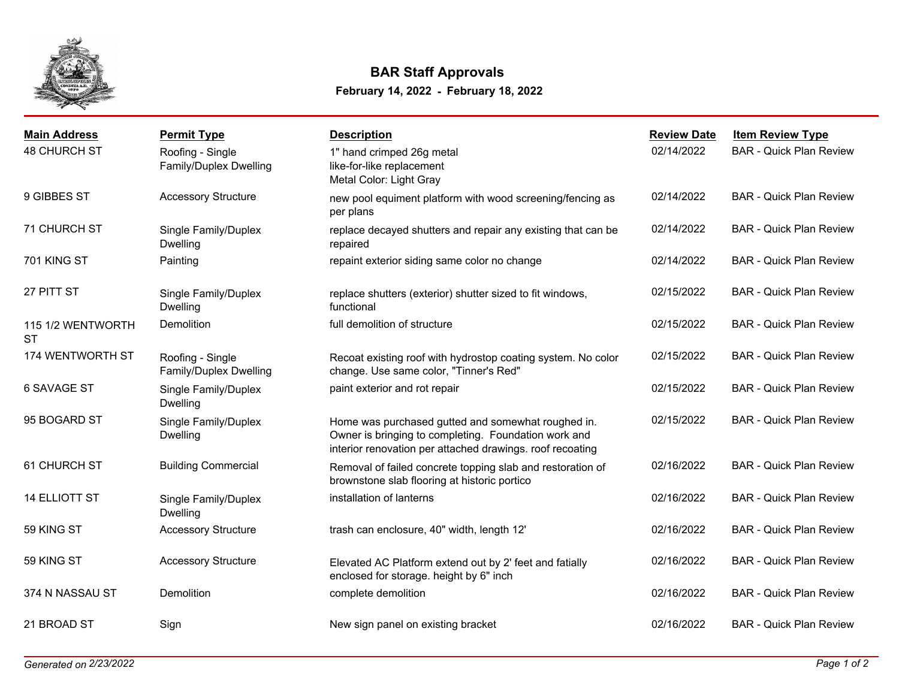# BAR Staff Approvals

**February 14, 2022 - February 18, 2022**

| Main Address | Permit Type | Description | Review Date | Item Review Type |
|---|---|---|---|---|
| 48 CHURCH ST | Roofing - Single Family/Duplex Dwelling | 1" hand crimped 26g metal like-for-like replacement Metal Color: Light Gray | 02/14/2022 | BAR - Quick Plan Review |
| 9 GIBBES ST | Accessory Structure | new pool equiment platform with wood screening/fencing as per plans | 02/14/2022 | BAR - Quick Plan Review |
| 71 CHURCH ST | Single Family/Duplex Dwelling | replace decayed shutters and repair any existing that can be repaired | 02/14/2022 | BAR - Quick Plan Review |
| 701 KING ST | Painting | repaint exterior siding same color no change | 02/14/2022 | BAR - Quick Plan Review |
| 27 PITT ST | Single Family/Duplex Dwelling | replace shutters (exterior) shutter sized to fit windows, functional | 02/15/2022 | BAR - Quick Plan Review |
| 115 1/2 WENTWORTH ST | Demolition | full demolition of structure | 02/15/2022 | BAR - Quick Plan Review |
| 174 WENTWORTH ST | Roofing - Single Family/Duplex Dwelling | Recoat existing roof with hydrostop coating system. No color change. Use same color, "Tinner's Red" | 02/15/2022 | BAR - Quick Plan Review |
| 6 SAVAGE ST | Single Family/Duplex Dwelling | paint exterior and rot repair | 02/15/2022 | BAR - Quick Plan Review |
| 95 BOGARD ST | Single Family/Duplex Dwelling | Home was purchased gutted and somewhat roughed in. Owner is bringing to completing. Foundation work and interior renovation per attached drawings. roof recoating | 02/15/2022 | BAR - Quick Plan Review |
| 61 CHURCH ST | Building Commercial | Removal of failed concrete topping slab and restoration of brownstone slab flooring at historic portico | 02/16/2022 | BAR - Quick Plan Review |
| 14 ELLIOTT ST | Single Family/Duplex Dwelling | installation of lanterns | 02/16/2022 | BAR - Quick Plan Review |
| 59 KING ST | Accessory Structure | trash can enclosure, 40" width, length 12' | 02/16/2022 | BAR - Quick Plan Review |
| 59 KING ST | Accessory Structure | Elevated AC Platform extend out by 2' feet and fatially enclosed for storage. height by 6" inch | 02/16/2022 | BAR - Quick Plan Review |
| 374 N NASSAU ST | Demolition | complete demolition | 02/16/2022 | BAR - Quick Plan Review |
| 21 BROAD ST | Sign | New sign panel on existing bracket | 02/16/2022 | BAR - Quick Plan Review |

*Generated on 2/23/2022*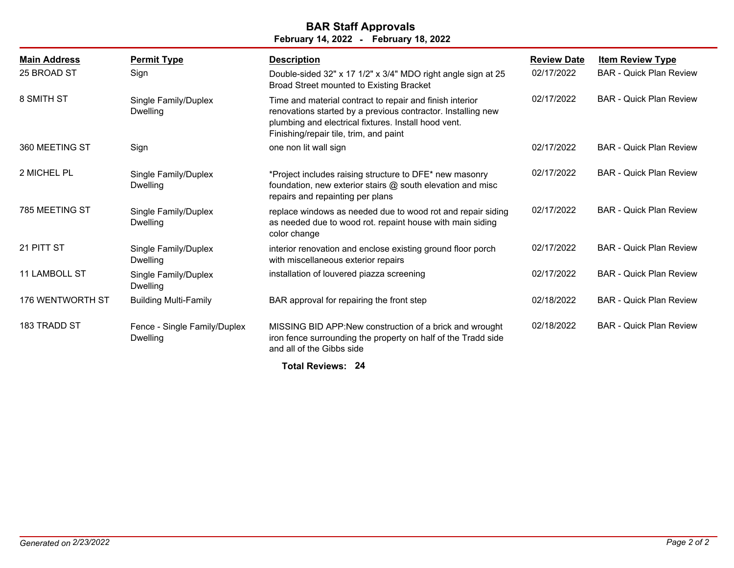## BAR Staff Approvals

**February 14, 2022 - February 18, 2022**

| Main Address | Permit Type | Description | Review Date | Item Review Type |
|---|---|---|---|---|
| 25 BROAD ST | Sign | Double-sided 32" x 17 1/2" x 3/4" MDO right angle sign at 25 Broad Street mounted to Existing Bracket | 02/17/2022 | BAR - Quick Plan Review |
| 8 SMITH ST | Single Family/Duplex Dwelling | Time and material contract to repair and finish interior renovations started by a previous contractor. Installing new plumbing and electrical fixtures. Install hood vent. Finishing/repair tile, trim, and paint | 02/17/2022 | BAR - Quick Plan Review |
| 360 MEETING ST | Sign | one non lit wall sign | 02/17/2022 | BAR - Quick Plan Review |
| 2 MICHEL PL | Single Family/Duplex Dwelling | *Project includes raising structure to DFE* new masonry foundation, new exterior stairs @ south elevation and misc repairs and repainting per plans | 02/17/2022 | BAR - Quick Plan Review |
| 785 MEETING ST | Single Family/Duplex Dwelling | replace windows as needed due to wood rot and repair siding as needed due to wood rot. repaint house with main siding color change | 02/17/2022 | BAR - Quick Plan Review |
| 21 PITT ST | Single Family/Duplex Dwelling | interior renovation and enclose existing ground floor porch with miscellaneous exterior repairs | 02/17/2022 | BAR - Quick Plan Review |
| 11 LAMBOLL ST | Single Family/Duplex Dwelling | installation of louvered piazza screening | 02/17/2022 | BAR - Quick Plan Review |
| 176 WENTWORTH ST | Building Multi-Family | BAR approval for repairing the front step | 02/18/2022 | BAR - Quick Plan Review |
| 183 TRADD ST | Fence - Single Family/Duplex Dwelling | MISSING BID APP:New construction of a brick and wrought iron fence surrounding the property on half of the Tradd side and all of the Gibbs side | 02/18/2022 | BAR - Quick Plan Review |

**Total Reviews: 24**

*Generated on 2/23/2022*